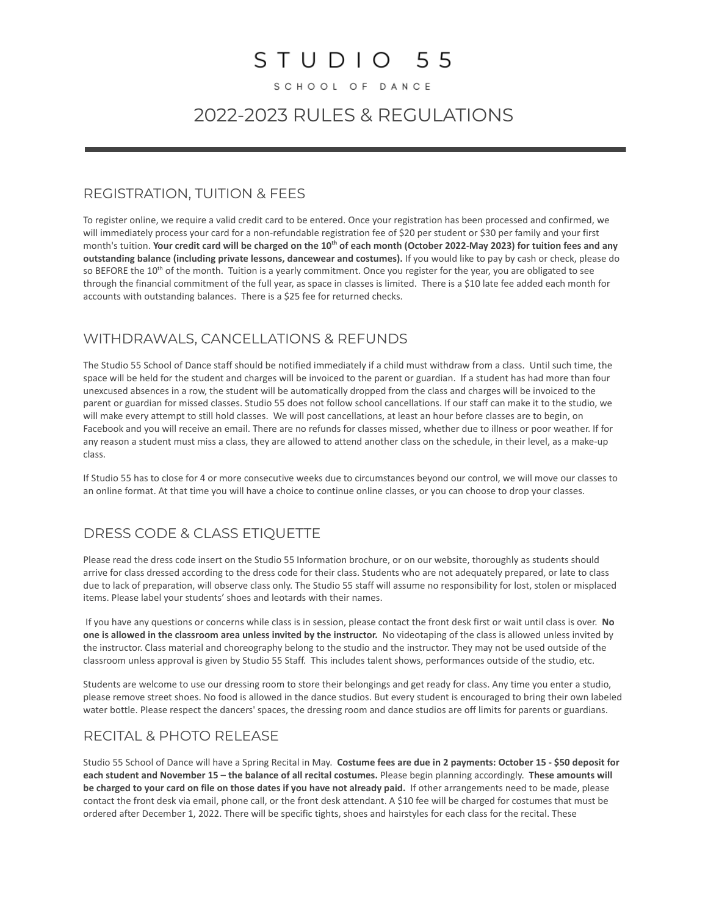# STUDIO 55

SCHOOL OF DANCE

## 2022-2023 RULES & REGULATIONS

---

### REGISTRATION, TUITION & FEES

To register online, we require a valid credit card to be entered. Once your registration has been processed and confirmed, we will immediately process your card for a non-refundable registration fee of $20 per student or $30 per family and your first month's tuition. **Your credit card will be charged on the 10th of each month (October 2022-May 2023) for tuition fees and any outstanding balance (including private lessons, dancewear and costumes).** If you would like to pay by cash or check, please do so BEFORE the 10th of the month. Tuition is a yearly commitment. Once you register for the year, you are obligated to see through the financial commitment of the full year, as space in classes is limited. There is a $10 late fee added each month for accounts with outstanding balances. There is a $25 fee for returned checks.

### WITHDRAWALS, CANCELLATIONS & REFUNDS

The Studio 55 School of Dance staff should be notified immediately if a child must withdraw from a class. Until such time, the space will be held for the student and charges will be invoiced to the parent or guardian. If a student has had more than four unexcused absences in a row, the student will be automatically dropped from the class and charges will be invoiced to the parent or guardian for missed classes. Studio 55 does not follow school cancellations. If our staff can make it to the studio, we will make every attempt to still hold classes. We will post cancellations, at least an hour before classes are to begin, on Facebook and you will receive an email. There are no refunds for classes missed, whether due to illness or poor weather. If for any reason a student must miss a class, they are allowed to attend another class on the schedule, in their level, as a make-up class.

If Studio 55 has to close for 4 or more consecutive weeks due to circumstances beyond our control, we will move our classes to an online format. At that time you will have a choice to continue online classes, or you can choose to drop your classes.

### DRESS CODE & CLASS ETIQUETTE

Please read the dress code insert on the Studio 55 Information brochure, or on our website, thoroughly as students should arrive for class dressed according to the dress code for their class. Students who are not adequately prepared, or late to class due to lack of preparation, will observe class only. The Studio 55 staff will assume no responsibility for lost, stolen or misplaced items. Please label your students' shoes and leotards with their names.

If you have any questions or concerns while class is in session, please contact the front desk first or wait until class is over. **No one is allowed in the classroom area unless invited by the instructor.** No videotaping of the class is allowed unless invited by the instructor. Class material and choreography belong to the studio and the instructor. They may not be used outside of the classroom unless approval is given by Studio 55 Staff. This includes talent shows, performances outside of the studio, etc.

Students are welcome to use our dressing room to store their belongings and get ready for class. Any time you enter a studio, please remove street shoes. No food is allowed in the dance studios. But every student is encouraged to bring their own labeled water bottle. Please respect the dancers' spaces, the dressing room and dance studios are off limits for parents or guardians.

### RECITAL & PHOTO RELEASE

Studio 55 School of Dance will have a Spring Recital in May. **Costume fees are due in 2 payments: October 15 - $50 deposit for each student and November 15 – the balance of all recital costumes.** Please begin planning accordingly. **These amounts will be charged to your card on file on those dates if you have not already paid.** If other arrangements need to be made, please contact the front desk via email, phone call, or the front desk attendant. A $10 fee will be charged for costumes that must be ordered after December 1, 2022. There will be specific tights, shoes and hairstyles for each class for the recital. These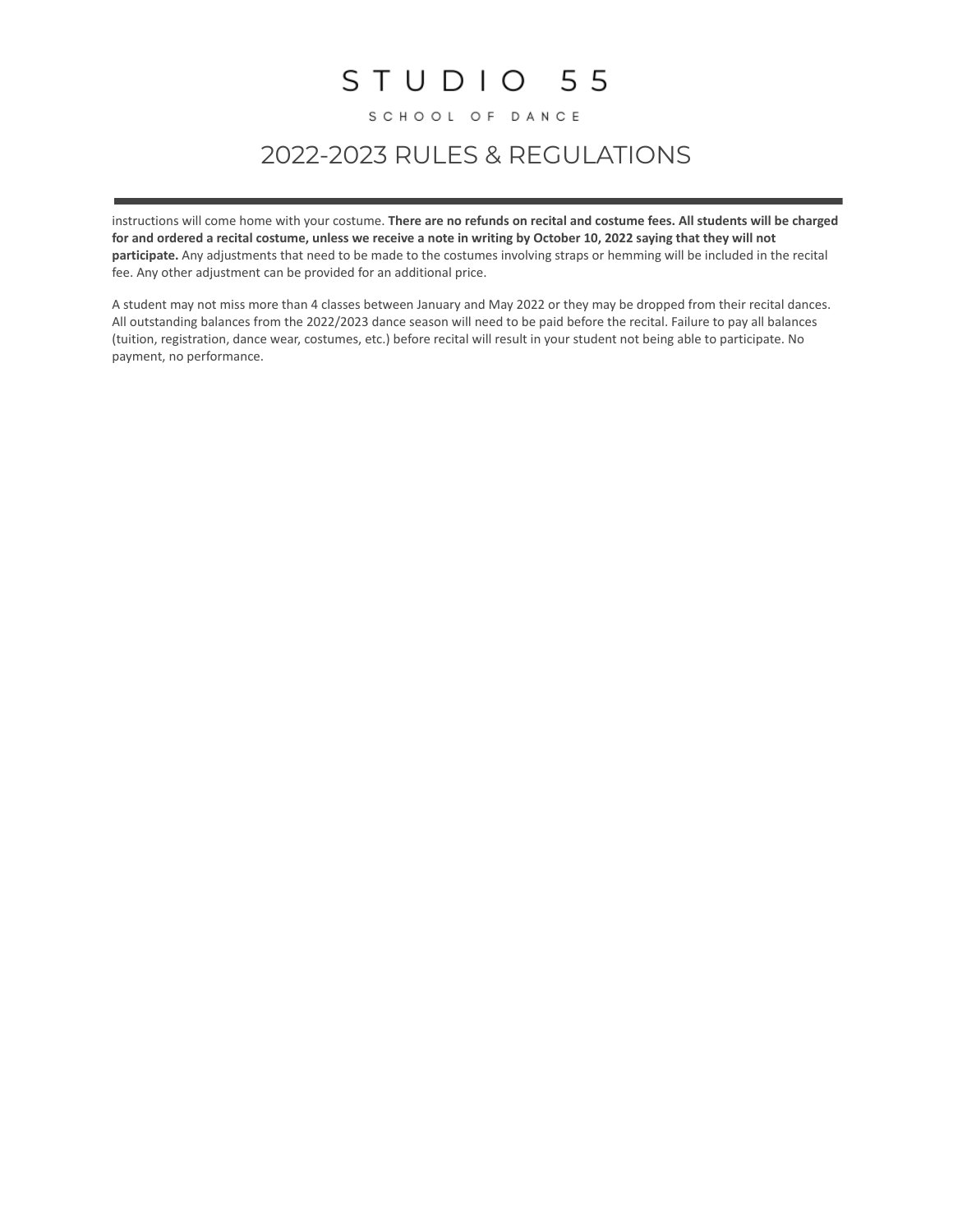instructions will come home with your costume. **There are no refunds on recital and costume fees. All students will be charged for and ordered a recital costume, unless we receive a note in writing by October 10, 2022 saying that they will not participate.** Any adjustments that need to be made to the costumes involving straps or hemming will be included in the recital fee. Any other adjustment can be provided for an additional price.

A student may not miss more than 4 classes between January and May 2022 or they may be dropped from their recital dances. All outstanding balances from the 2022/2023 dance season will need to be paid before the recital. Failure to pay all balances (tuition, registration, dance wear, costumes, etc.) before recital will result in your student not being able to participate. No payment, no performance.